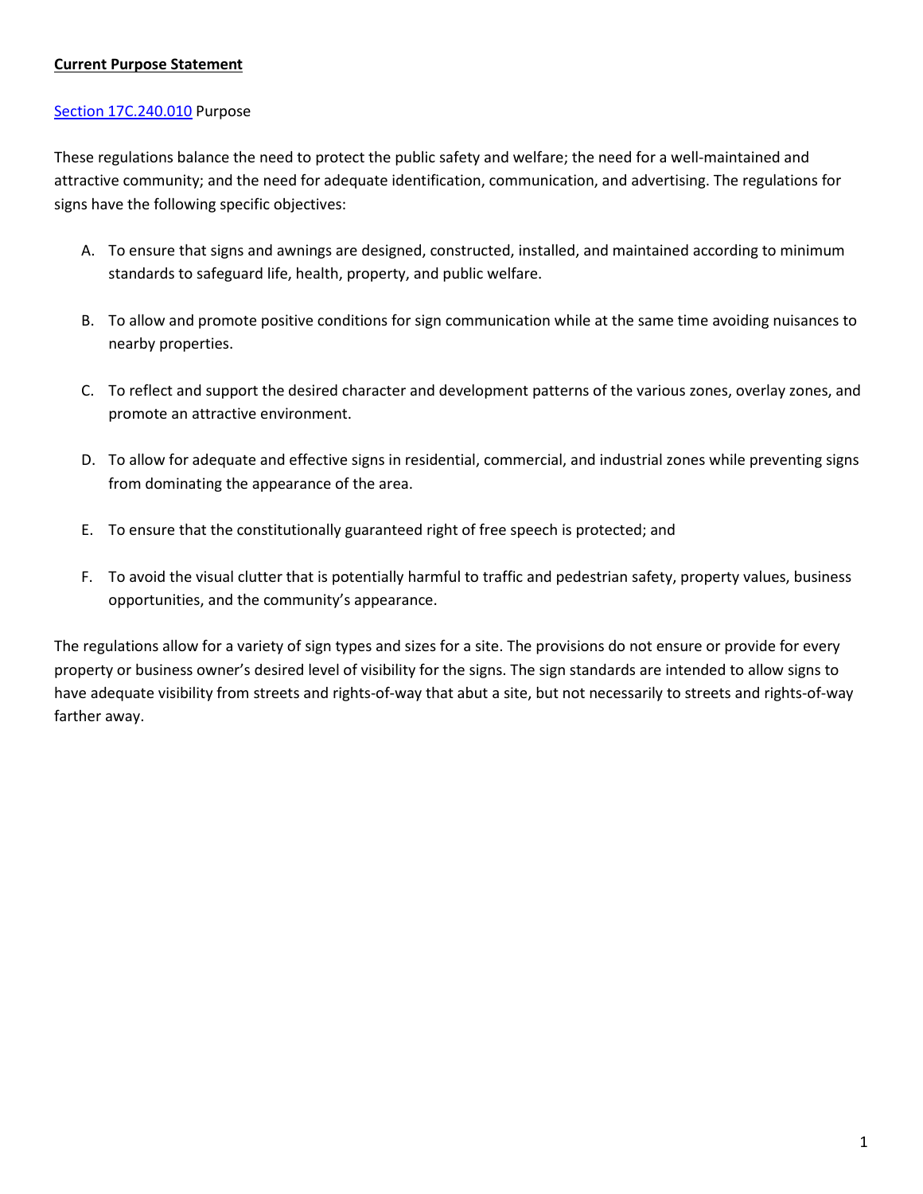**Current Purpose Statement**

Section 17C.240.010 Purpose

These regulations balance the need to protect the public safety and welfare; the need for a well-maintained and attractive community; and the need for adequate identification, communication, and advertising. The regulations for signs have the following specific objectives:

A. To ensure that signs and awnings are designed, constructed, installed, and maintained according to minimum standards to safeguard life, health, property, and public welfare.

B. To allow and promote positive conditions for sign communication while at the same time avoiding nuisances to nearby properties.

C. To reflect and support the desired character and development patterns of the various zones, overlay zones, and promote an attractive environment.

D. To allow for adequate and effective signs in residential, commercial, and industrial zones while preventing signs from dominating the appearance of the area.

E. To ensure that the constitutionally guaranteed right of free speech is protected; and

F. To avoid the visual clutter that is potentially harmful to traffic and pedestrian safety, property values, business opportunities, and the community's appearance.

The regulations allow for a variety of sign types and sizes for a site. The provisions do not ensure or provide for every property or business owner's desired level of visibility for the signs. The sign standards are intended to allow signs to have adequate visibility from streets and rights-of-way that abut a site, but not necessarily to streets and rights-of-way farther away.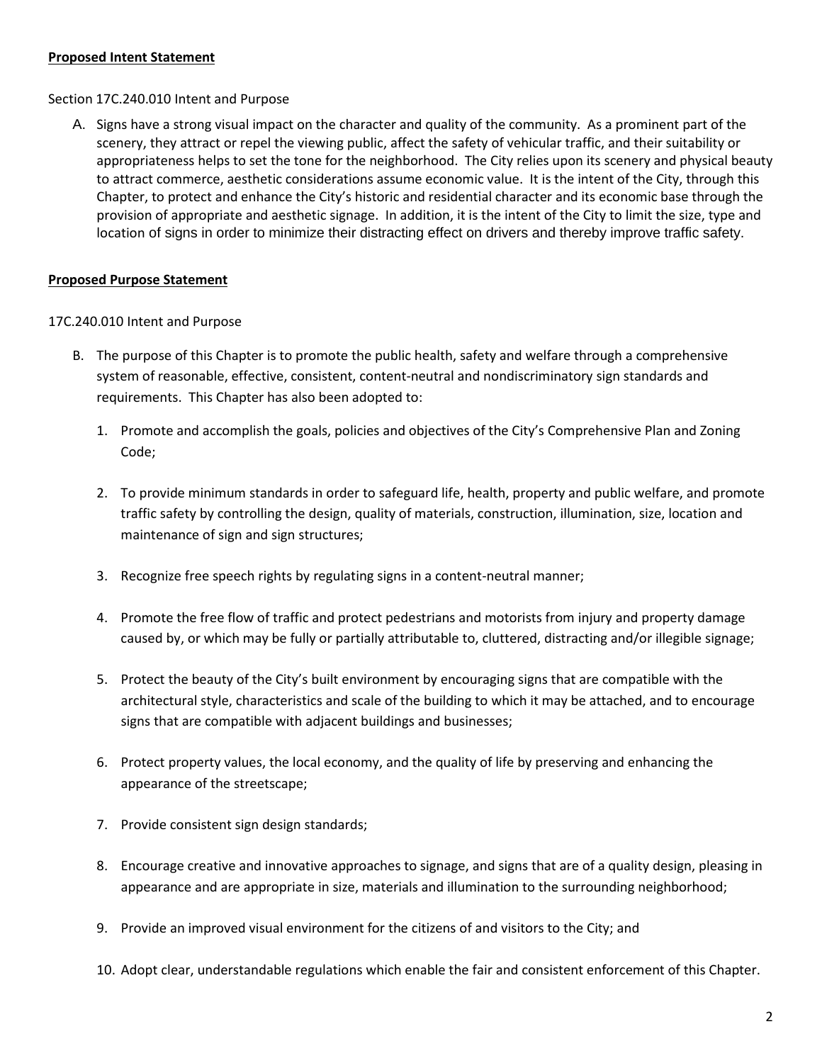**Proposed Intent Statement**

Section 17C.240.010 Intent and Purpose

A. Signs have a strong visual impact on the character and quality of the community. As a prominent part of the scenery, they attract or repel the viewing public, affect the safety of vehicular traffic, and their suitability or appropriateness helps to set the tone for the neighborhood. The City relies upon its scenery and physical beauty to attract commerce, aesthetic considerations assume economic value. It is the intent of the City, through this Chapter, to protect and enhance the City's historic and residential character and its economic base through the provision of appropriate and aesthetic signage. In addition, it is the intent of the City to limit the size, type and location of signs in order to minimize their distracting effect on drivers and thereby improve traffic safety.

**Proposed Purpose Statement**

17C.240.010 Intent and Purpose

B. The purpose of this Chapter is to promote the public health, safety and welfare through a comprehensive system of reasonable, effective, consistent, content-neutral and nondiscriminatory sign standards and requirements. This Chapter has also been adopted to:

   1. Promote and accomplish the goals, policies and objectives of the City's Comprehensive Plan and Zoning Code;

   2. To provide minimum standards in order to safeguard life, health, property and public welfare, and promote traffic safety by controlling the design, quality of materials, construction, illumination, size, location and maintenance of sign and sign structures;

   3. Recognize free speech rights by regulating signs in a content-neutral manner;

   4. Promote the free flow of traffic and protect pedestrians and motorists from injury and property damage caused by, or which may be fully or partially attributable to, cluttered, distracting and/or illegible signage;

   5. Protect the beauty of the City's built environment by encouraging signs that are compatible with the architectural style, characteristics and scale of the building to which it may be attached, and to encourage signs that are compatible with adjacent buildings and businesses;

   6. Protect property values, the local economy, and the quality of life by preserving and enhancing the appearance of the streetscape;

   7. Provide consistent sign design standards;

   8. Encourage creative and innovative approaches to signage, and signs that are of a quality design, pleasing in appearance and are appropriate in size, materials and illumination to the surrounding neighborhood;

   9. Provide an improved visual environment for the citizens of and visitors to the City; and

   10. Adopt clear, understandable regulations which enable the fair and consistent enforcement of this Chapter.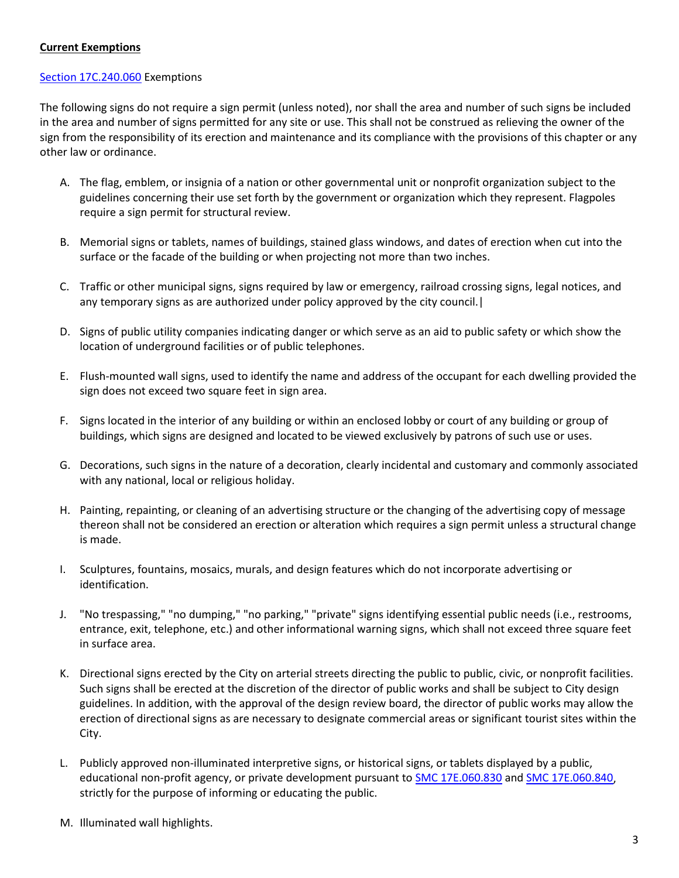**Current Exemptions**

Section 17C.240.060 Exemptions

The following signs do not require a sign permit (unless noted), nor shall the area and number of such signs be included in the area and number of signs permitted for any site or use. This shall not be construed as relieving the owner of the sign from the responsibility of its erection and maintenance and its compliance with the provisions of this chapter or any other law or ordinance.

A. The flag, emblem, or insignia of a nation or other governmental unit or nonprofit organization subject to the guidelines concerning their use set forth by the government or organization which they represent. Flagpoles require a sign permit for structural review.

B. Memorial signs or tablets, names of buildings, stained glass windows, and dates of erection when cut into the surface or the facade of the building or when projecting not more than two inches.

C. Traffic or other municipal signs, signs required by law or emergency, railroad crossing signs, legal notices, and any temporary signs as are authorized under policy approved by the city council.|

D. Signs of public utility companies indicating danger or which serve as an aid to public safety or which show the location of underground facilities or of public telephones.

E. Flush-mounted wall signs, used to identify the name and address of the occupant for each dwelling provided the sign does not exceed two square feet in sign area.

F. Signs located in the interior of any building or within an enclosed lobby or court of any building or group of buildings, which signs are designed and located to be viewed exclusively by patrons of such use or uses.

G. Decorations, such signs in the nature of a decoration, clearly incidental and customary and commonly associated with any national, local or religious holiday.

H. Painting, repainting, or cleaning of an advertising structure or the changing of the advertising copy of message thereon shall not be considered an erection or alteration which requires a sign permit unless a structural change is made.

I. Sculptures, fountains, mosaics, murals, and design features which do not incorporate advertising or identification.

J. "No trespassing," "no dumping," "no parking," "private" signs identifying essential public needs (i.e., restrooms, entrance, exit, telephone, etc.) and other informational warning signs, which shall not exceed three square feet in surface area.

K. Directional signs erected by the City on arterial streets directing the public to public, civic, or nonprofit facilities. Such signs shall be erected at the discretion of the director of public works and shall be subject to City design guidelines. In addition, with the approval of the design review board, the director of public works may allow the erection of directional signs as are necessary to designate commercial areas or significant tourist sites within the City.

L. Publicly approved non-illuminated interpretive signs, or historical signs, or tablets displayed by a public, educational non-profit agency, or private development pursuant to SMC 17E.060.830 and SMC 17E.060.840, strictly for the purpose of informing or educating the public.

M. Illuminated wall highlights.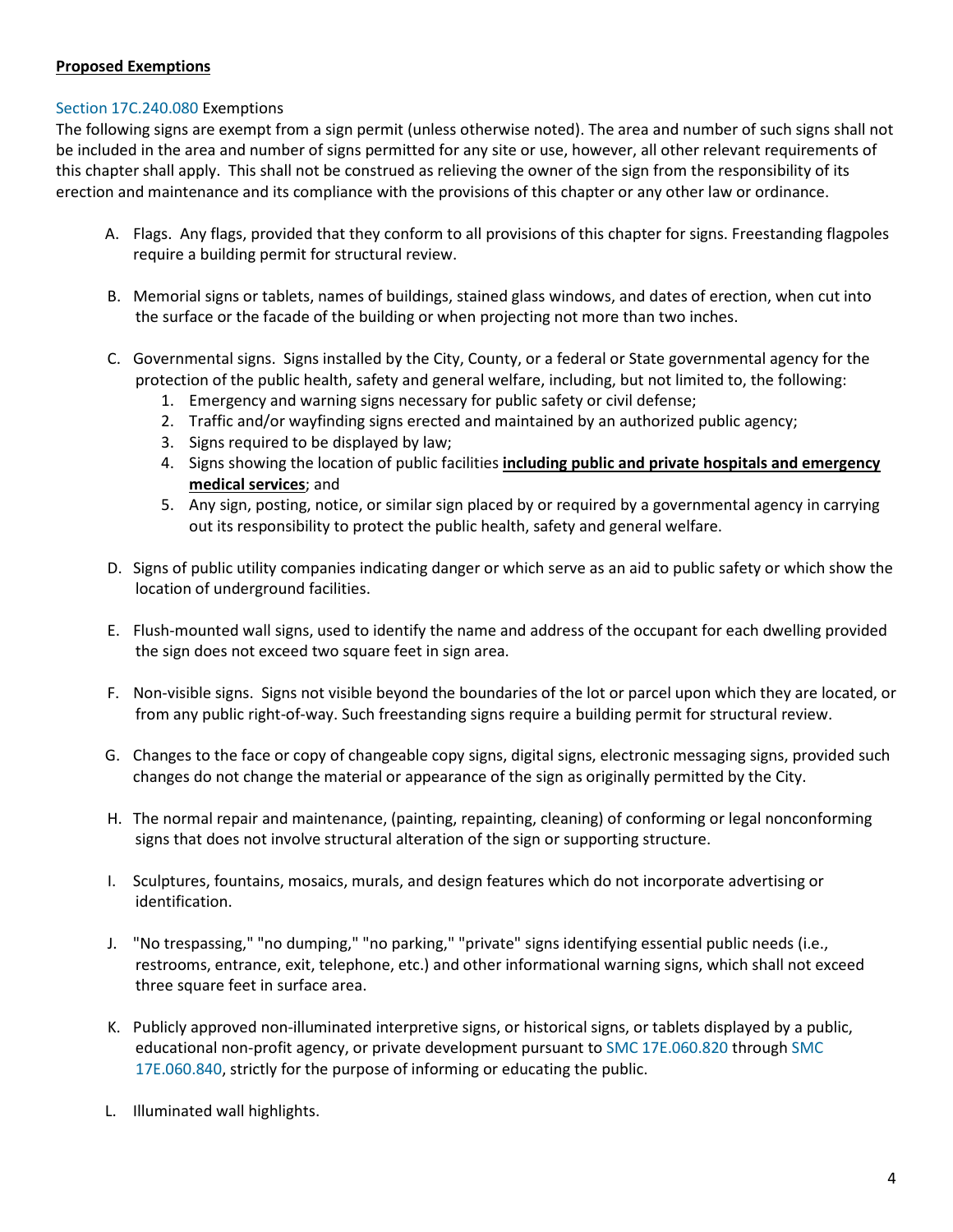**Proposed Exemptions**

Section 17C.240.080 Exemptions

The following signs are exempt from a sign permit (unless otherwise noted). The area and number of such signs shall not be included in the area and number of signs permitted for any site or use, however, all other relevant requirements of this chapter shall apply. This shall not be construed as relieving the owner of the sign from the responsibility of its erection and maintenance and its compliance with the provisions of this chapter or any other law or ordinance.

A. Flags. Any flags, provided that they conform to all provisions of this chapter for signs. Freestanding flagpoles require a building permit for structural review.

B. Memorial signs or tablets, names of buildings, stained glass windows, and dates of erection, when cut into the surface or the facade of the building or when projecting not more than two inches.

C. Governmental signs. Signs installed by the City, County, or a federal or State governmental agency for the protection of the public health, safety and general welfare, including, but not limited to, the following:
   1. Emergency and warning signs necessary for public safety or civil defense;
   2. Traffic and/or wayfinding signs erected and maintained by an authorized public agency;
   3. Signs required to be displayed by law;
   4. Signs showing the location of public facilities <u>**including public and private hospitals and emergency medical services**</u>; and
   5. Any sign, posting, notice, or similar sign placed by or required by a governmental agency in carrying out its responsibility to protect the public health, safety and general welfare.

D. Signs of public utility companies indicating danger or which serve as an aid to public safety or which show the location of underground facilities.

E. Flush-mounted wall signs, used to identify the name and address of the occupant for each dwelling provided the sign does not exceed two square feet in sign area.

F. Non-visible signs. Signs not visible beyond the boundaries of the lot or parcel upon which they are located, or from any public right-of-way. Such freestanding signs require a building permit for structural review.

G. Changes to the face or copy of changeable copy signs, digital signs, electronic messaging signs, provided such changes do not change the material or appearance of the sign as originally permitted by the City.

H. The normal repair and maintenance, (painting, repainting, cleaning) of conforming or legal nonconforming signs that does not involve structural alteration of the sign or supporting structure.

I. Sculptures, fountains, mosaics, murals, and design features which do not incorporate advertising or identification.

J. "No trespassing," "no dumping," "no parking," "private" signs identifying essential public needs (i.e., restrooms, entrance, exit, telephone, etc.) and other informational warning signs, which shall not exceed three square feet in surface area.

K. Publicly approved non-illuminated interpretive signs, or historical signs, or tablets displayed by a public, educational non-profit agency, or private development pursuant to SMC 17E.060.820 through SMC 17E.060.840, strictly for the purpose of informing or educating the public.

L. Illuminated wall highlights.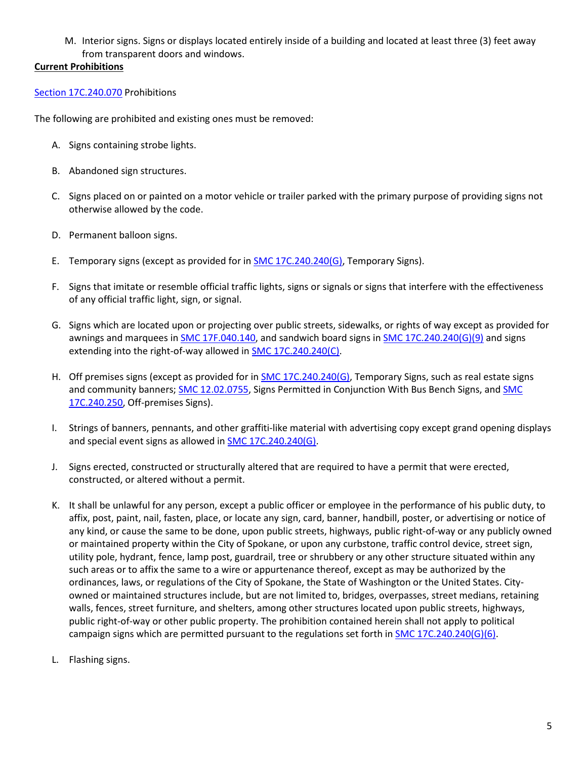M. Interior signs. Signs or displays located entirely inside of a building and located at least three (3) feet away from transparent doors and windows.

**Current Prohibitions**

Section 17C.240.070 Prohibitions

The following are prohibited and existing ones must be removed:

A. Signs containing strobe lights.

B. Abandoned sign structures.

C. Signs placed on or painted on a motor vehicle or trailer parked with the primary purpose of providing signs not otherwise allowed by the code.

D. Permanent balloon signs.

E. Temporary signs (except as provided for in SMC 17C.240.240(G), Temporary Signs).

F. Signs that imitate or resemble official traffic lights, signs or signals or signs that interfere with the effectiveness of any official traffic light, sign, or signal.

G. Signs which are located upon or projecting over public streets, sidewalks, or rights of way except as provided for awnings and marquees in SMC 17F.040.140, and sandwich board signs in SMC 17C.240.240(G)(9) and signs extending into the right-of-way allowed in SMC 17C.240.240(C).

H. Off premises signs (except as provided for in SMC 17C.240.240(G), Temporary Signs, such as real estate signs and community banners; SMC 12.02.0755, Signs Permitted in Conjunction With Bus Bench Signs, and SMC 17C.240.250, Off-premises Signs).

I. Strings of banners, pennants, and other graffiti-like material with advertising copy except grand opening displays and special event signs as allowed in SMC 17C.240.240(G).

J. Signs erected, constructed or structurally altered that are required to have a permit that were erected, constructed, or altered without a permit.

K. It shall be unlawful for any person, except a public officer or employee in the performance of his public duty, to affix, post, paint, nail, fasten, place, or locate any sign, card, banner, handbill, poster, or advertising or notice of any kind, or cause the same to be done, upon public streets, highways, public right-of-way or any publicly owned or maintained property within the City of Spokane, or upon any curbstone, traffic control device, street sign, utility pole, hydrant, fence, lamp post, guardrail, tree or shrubbery or any other structure situated within any such areas or to affix the same to a wire or appurtenance thereof, except as may be authorized by the ordinances, laws, or regulations of the City of Spokane, the State of Washington or the United States. City-owned or maintained structures include, but are not limited to, bridges, overpasses, street medians, retaining walls, fences, street furniture, and shelters, among other structures located upon public streets, highways, public right-of-way or other public property. The prohibition contained herein shall not apply to political campaign signs which are permitted pursuant to the regulations set forth in SMC 17C.240.240(G)(6).

L. Flashing signs.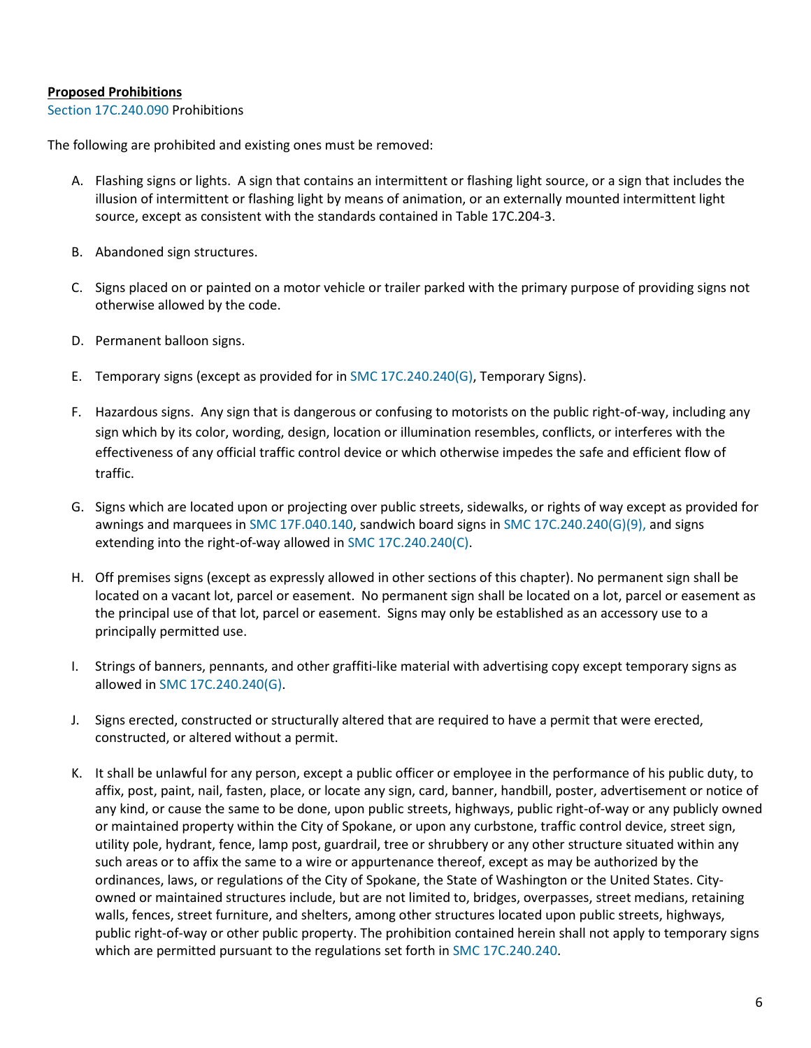**Proposed Prohibitions**

Section 17C.240.090 Prohibitions

The following are prohibited and existing ones must be removed:

A. Flashing signs or lights. A sign that contains an intermittent or flashing light source, or a sign that includes the illusion of intermittent or flashing light by means of animation, or an externally mounted intermittent light source, except as consistent with the standards contained in Table 17C.204-3.

B. Abandoned sign structures.

C. Signs placed on or painted on a motor vehicle or trailer parked with the primary purpose of providing signs not otherwise allowed by the code.

D. Permanent balloon signs.

E. Temporary signs (except as provided for in SMC 17C.240.240(G), Temporary Signs).

F. Hazardous signs. Any sign that is dangerous or confusing to motorists on the public right-of-way, including any sign which by its color, wording, design, location or illumination resembles, conflicts, or interferes with the effectiveness of any official traffic control device or which otherwise impedes the safe and efficient flow of traffic.

G. Signs which are located upon or projecting over public streets, sidewalks, or rights of way except as provided for awnings and marquees in SMC 17F.040.140, sandwich board signs in SMC 17C.240.240(G)(9), and signs extending into the right-of-way allowed in SMC 17C.240.240(C).

H. Off premises signs (except as expressly allowed in other sections of this chapter). No permanent sign shall be located on a vacant lot, parcel or easement. No permanent sign shall be located on a lot, parcel or easement as the principal use of that lot, parcel or easement. Signs may only be established as an accessory use to a principally permitted use.

I. Strings of banners, pennants, and other graffiti-like material with advertising copy except temporary signs as allowed in SMC 17C.240.240(G).

J. Signs erected, constructed or structurally altered that are required to have a permit that were erected, constructed, or altered without a permit.

K. It shall be unlawful for any person, except a public officer or employee in the performance of his public duty, to affix, post, paint, nail, fasten, place, or locate any sign, card, banner, handbill, poster, advertisement or notice of any kind, or cause the same to be done, upon public streets, highways, public right-of-way or any publicly owned or maintained property within the City of Spokane, or upon any curbstone, traffic control device, street sign, utility pole, hydrant, fence, lamp post, guardrail, tree or shrubbery or any other structure situated within any such areas or to affix the same to a wire or appurtenance thereof, except as may be authorized by the ordinances, laws, or regulations of the City of Spokane, the State of Washington or the United States. City-owned or maintained structures include, but are not limited to, bridges, overpasses, street medians, retaining walls, fences, street furniture, and shelters, among other structures located upon public streets, highways, public right-of-way or other public property. The prohibition contained herein shall not apply to temporary signs which are permitted pursuant to the regulations set forth in SMC 17C.240.240.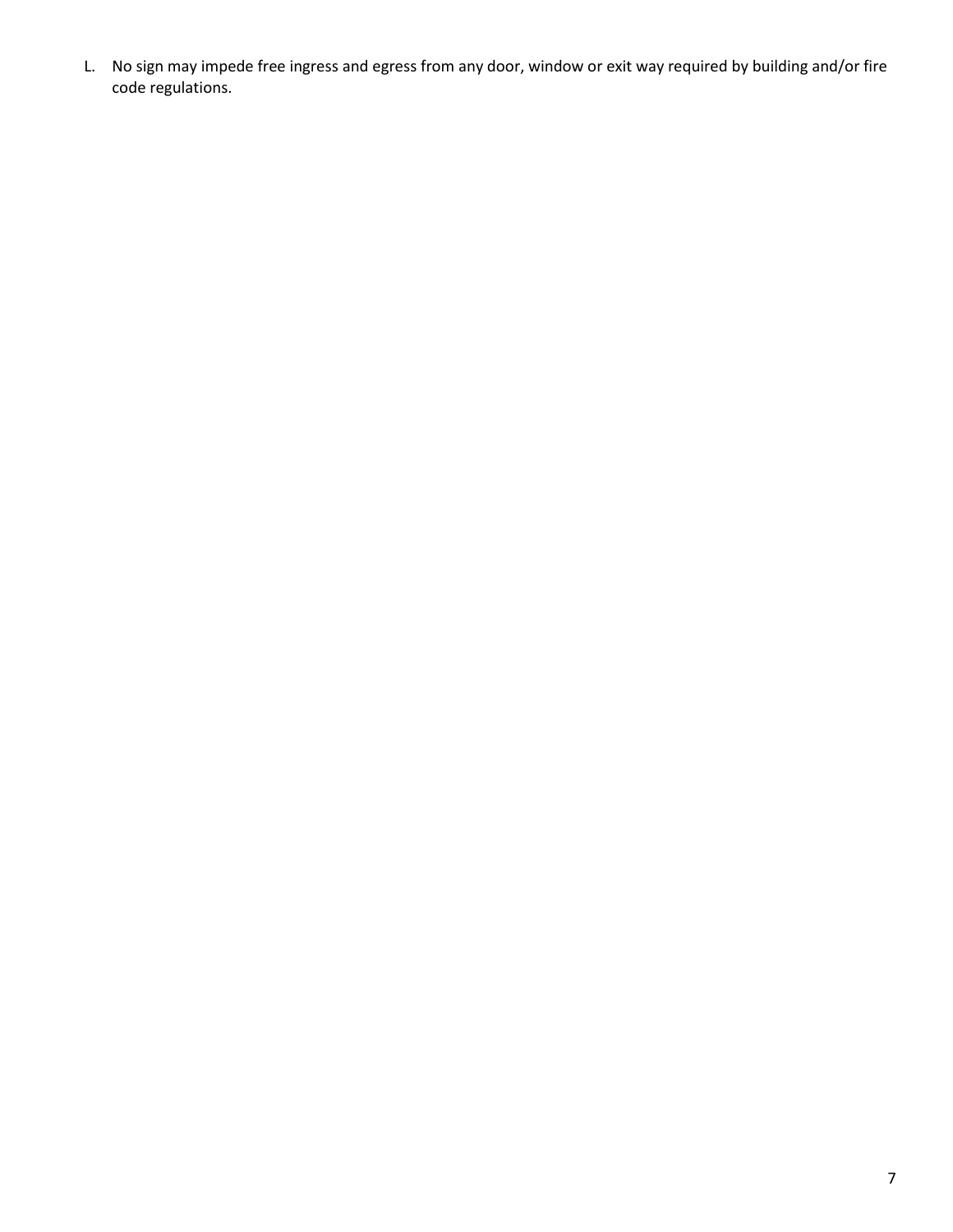L. No sign may impede free ingress and egress from any door, window or exit way required by building and/or fire code regulations.